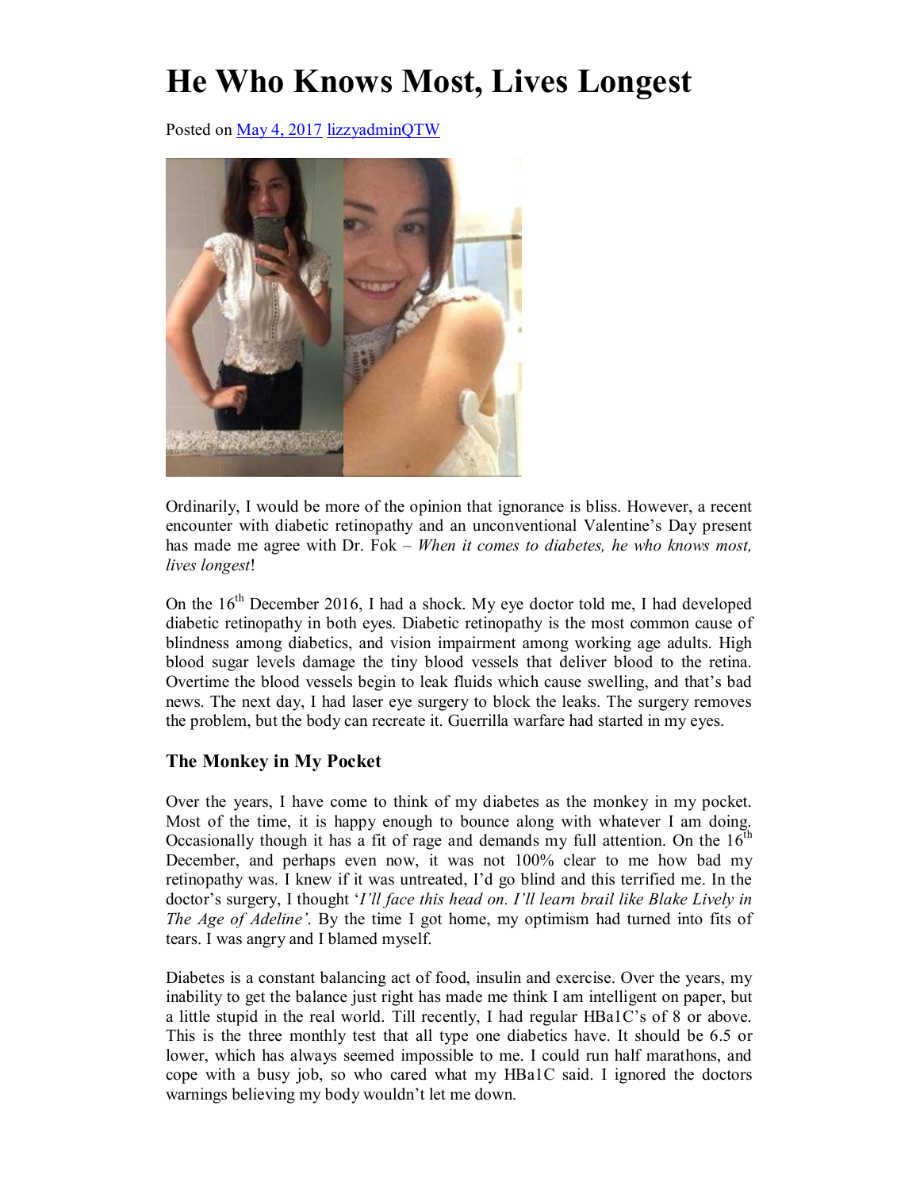# He Who Knows Most, Lives Longest

Posted on May 4, 2017 lizzyadminQTW

Ordinarily, I would be more of the opinion that ignorance is bliss. However, a recent encounter with diabetic retinopathy and an unconventional Valentine's Day present has made me agree with Dr. Fok – *When it comes to diabetes, he who knows most, lives longest*!

On the 16th December 2016, I had a shock. My eye doctor told me, I had developed diabetic retinopathy in both eyes. Diabetic retinopathy is the most common cause of blindness among diabetics, and vision impairment among working age adults. High blood sugar levels damage the tiny blood vessels that deliver blood to the retina. Overtime the blood vessels begin to leak fluids which cause swelling, and that's bad news. The next day, I had laser eye surgery to block the leaks. The surgery removes the problem, but the body can recreate it. Guerrilla warfare had started in my eyes.

### The Monkey in My Pocket

Over the years, I have come to think of my diabetes as the monkey in my pocket. Most of the time, it is happy enough to bounce along with whatever I am doing. Occasionally though it has a fit of rage and demands my full attention. On the 16th December, and perhaps even now, it was not 100% clear to me how bad my retinopathy was. I knew if it was untreated, I'd go blind and this terrified me. In the doctor's surgery, I thought '*I'll face this head on. I'll learn brail like Blake Lively in The Age of Adeline'*. By the time I got home, my optimism had turned into fits of tears. I was angry and I blamed myself.

Diabetes is a constant balancing act of food, insulin and exercise. Over the years, my inability to get the balance just right has made me think I am intelligent on paper, but a little stupid in the real world. Till recently, I had regular HBa1C's of 8 or above. This is the three monthly test that all type one diabetics have. It should be 6.5 or lower, which has always seemed impossible to me. I could run half marathons, and cope with a busy job, so who cared what my HBa1C said. I ignored the doctors warnings believing my body wouldn't let me down.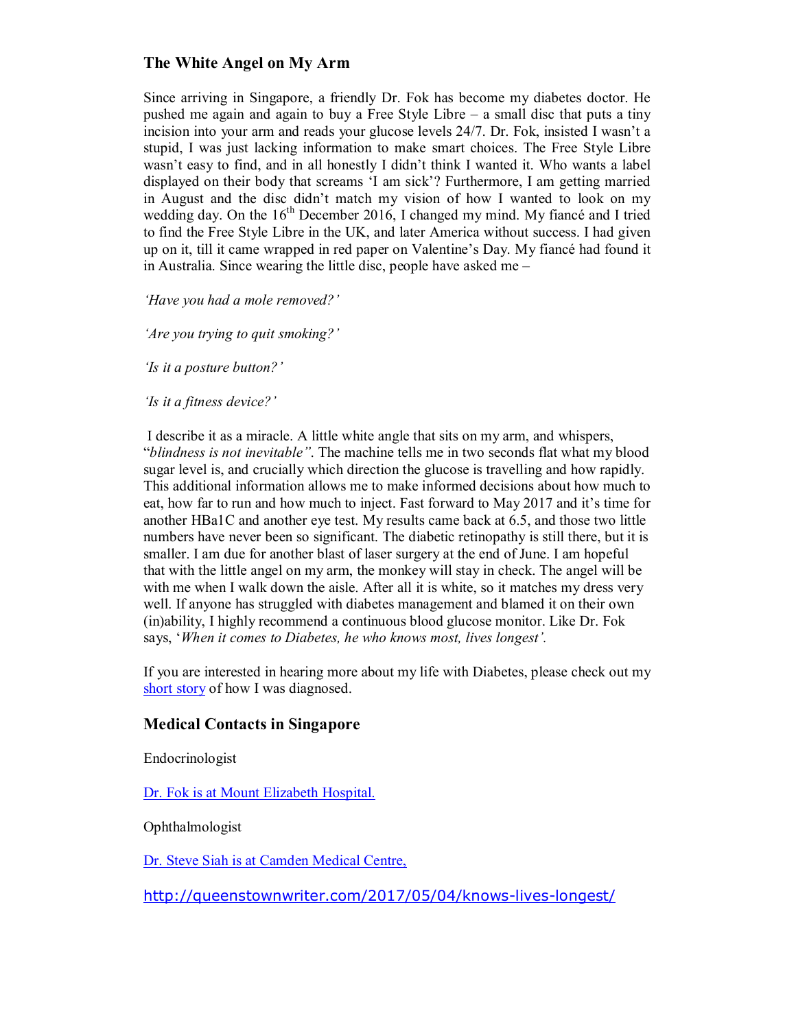### The White Angel on My Arm

Since arriving in Singapore, a friendly Dr. Fok has become my diabetes doctor. He pushed me again and again to buy a Free Style Libre – a small disc that puts a tiny incision into your arm and reads your glucose levels 24/7. Dr. Fok, insisted I wasn't a stupid, I was just lacking information to make smart choices. The Free Style Libre wasn't easy to find, and in all honestly I didn't think I wanted it. Who wants a label displayed on their body that screams 'I am sick'? Furthermore, I am getting married in August and the disc didn't match my vision of how I wanted to look on my wedding day. On the 16th December 2016, I changed my mind. My fiancé and I tried to find the Free Style Libre in the UK, and later America without success. I had given up on it, till it came wrapped in red paper on Valentine's Day. My fiancé had found it in Australia. Since wearing the little disc, people have asked me –

*'Have you had a mole removed?'*

*'Are you trying to quit smoking?'*

*'Is it a posture button?'*

*'Is it a fitness device?'*

I describe it as a miracle. A little white angle that sits on my arm, and whispers, "*blindness is not inevitable"*. The machine tells me in two seconds flat what my blood sugar level is, and crucially which direction the glucose is travelling and how rapidly. This additional information allows me to make informed decisions about how much to eat, how far to run and how much to inject. Fast forward to May 2017 and it's time for another HBa1C and another eye test. My results came back at 6.5, and those two little numbers have never been so significant. The diabetic retinopathy is still there, but it is smaller. I am due for another blast of laser surgery at the end of June. I am hopeful that with the little angel on my arm, the monkey will stay in check. The angel will be with me when I walk down the aisle. After all it is white, so it matches my dress very well. If anyone has struggled with diabetes management and blamed it on their own (in)ability, I highly recommend a continuous blood glucose monitor. Like Dr. Fok says, '*When it comes to Diabetes, he who knows most, lives longest'.*

If you are interested in hearing more about my life with Diabetes, please check out my short story of how I was diagnosed.

### Medical Contacts in Singapore

Endocrinologist

Dr. Fok is at Mount Elizabeth Hospital.

Ophthalmologist

Dr. Steve Siah is at Camden Medical Centre,

http://queenstownwriter.com/2017/05/04/knows-lives-longest/